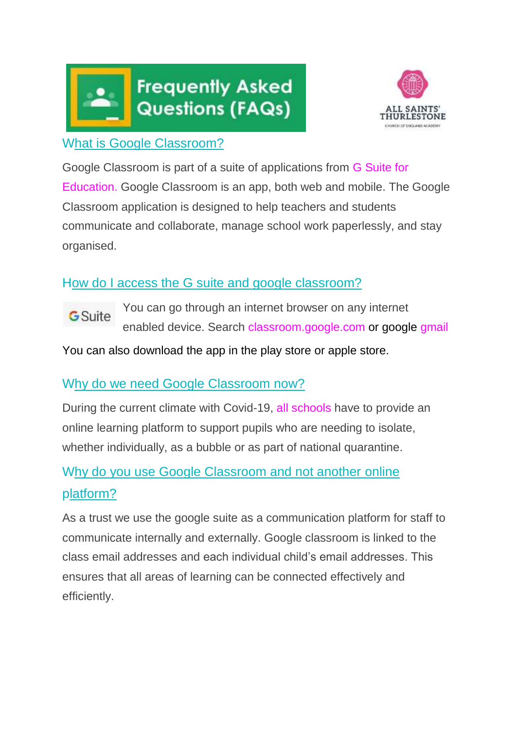# Frequently Asked Questions (FAQs)

ALL SAINTS' THURLESTONE
CHURCH OF ENGLAND ACADEMY

## What is Google Classroom?

Google Classroom is part of a suite of applications from G Suite for Education. Google Classroom is an app, both web and mobile. The Google Classroom application is designed to help teachers and students communicate and collaborate, manage school work paperlessly, and stay organised.

## How do I access the G suite and google classroom?

G Suite

You can go through an internet browser on any internet enabled device. Search classroom.google.com or google gmail

You can also download the app in the play store or apple store.

## Why do we need Google Classroom now?

During the current climate with Covid-19, all schools have to provide an online learning platform to support pupils who are needing to isolate, whether individually, as a bubble or as part of national quarantine.

## Why do you use Google Classroom and not another online platform?

As a trust we use the google suite as a communication platform for staff to communicate internally and externally. Google classroom is linked to the class email addresses and each individual child's email addresses. This ensures that all areas of learning can be connected effectively and efficiently.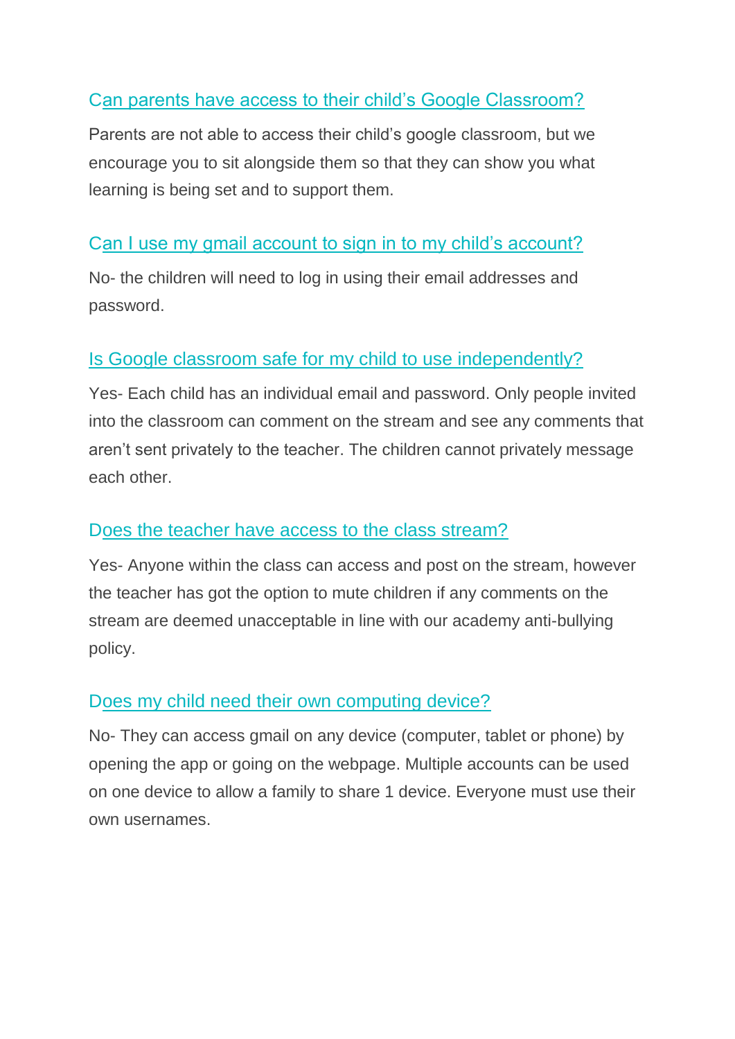### Can parents have access to their child's Google Classroom?

Parents are not able to access their child's google classroom, but we encourage you to sit alongside them so that they can show you what learning is being set and to support them.

### Can I use my gmail account to sign in to my child's account?

No- the children will need to log in using their email addresses and password.

### Is Google classroom safe for my child to use independently?

Yes- Each child has an individual email and password. Only people invited into the classroom can comment on the stream and see any comments that aren't sent privately to the teacher. The children cannot privately message each other.

### Does the teacher have access to the class stream?

Yes- Anyone within the class can access and post on the stream, however the teacher has got the option to mute children if any comments on the stream are deemed unacceptable in line with our academy anti-bullying policy.

### Does my child need their own computing device?

No- They can access gmail on any device (computer, tablet or phone) by opening the app or going on the webpage. Multiple accounts can be used on one device to allow a family to share 1 device. Everyone must use their own usernames.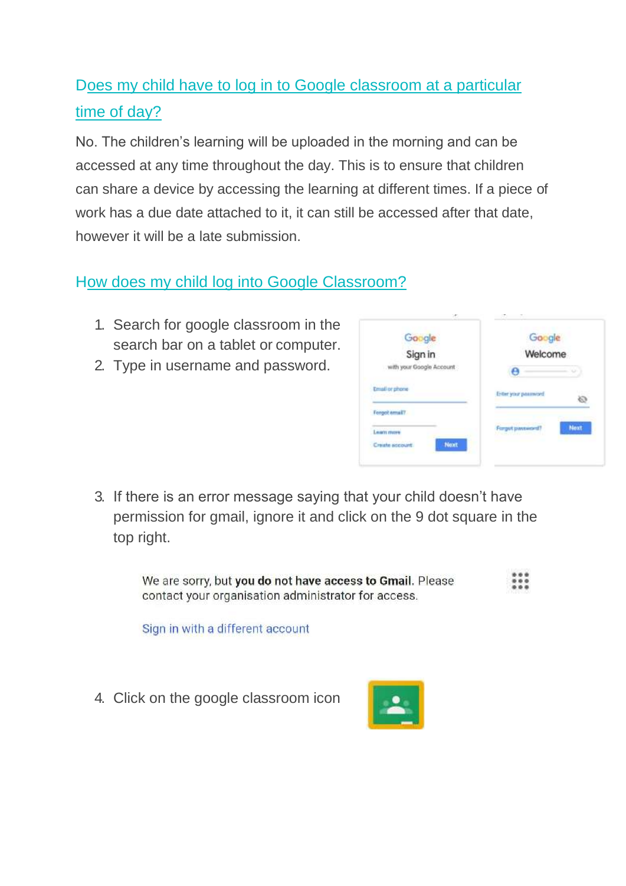## Does my child have to log in to Google classroom at a particular time of day?

No. The children's learning will be uploaded in the morning and can be accessed at any time throughout the day. This is to ensure that children can share a device by accessing the learning at different times. If a piece of work has a due date attached to it, it can still be accessed after that date, however it will be a late submission.

## How does my child log into Google Classroom?

1. Search for google classroom in the search bar on a tablet or computer.
2. Type in username and password.
3. If there is an error message saying that your child doesn't have permission for gmail, ignore it and click on the 9 dot square in the top right.
4. Click on the google classroom icon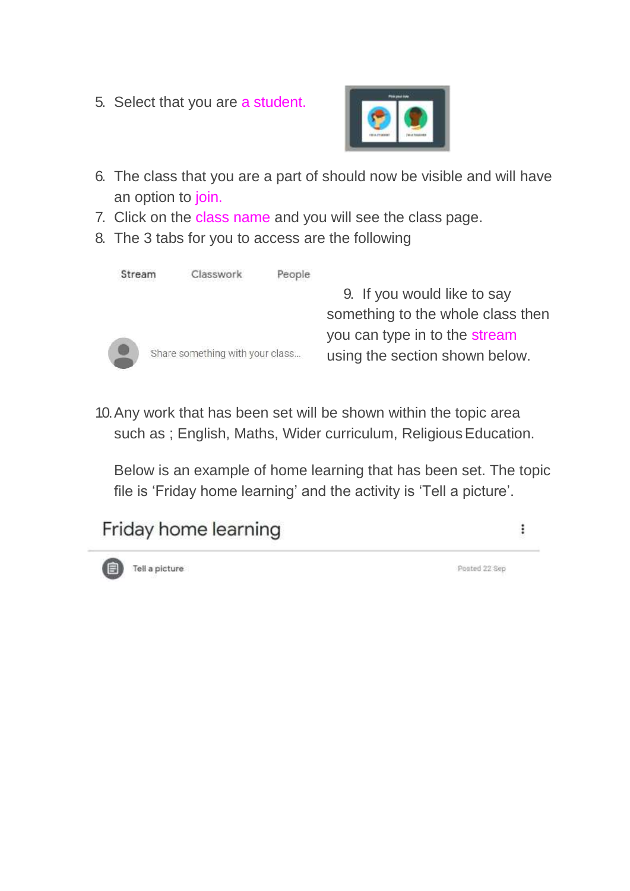5. Select that you are a student.

6. The class that you are a part of should now be visible and will have an option to join.
7. Click on the class name and you will see the class page.
8. The 3 tabs for you to access are the following

Stream Classwork People

Share something with your class...

9. If you would like to say something to the whole class then you can type in to the stream using the section shown below.

10. Any work that has been set will be shown within the topic area such as ; English, Maths, Wider curriculum, Religious Education.

Below is an example of home learning that has been set. The topic file is 'Friday home learning' and the activity is 'Tell a picture'.

Friday home learning

Tell a picture Posted 22 Sep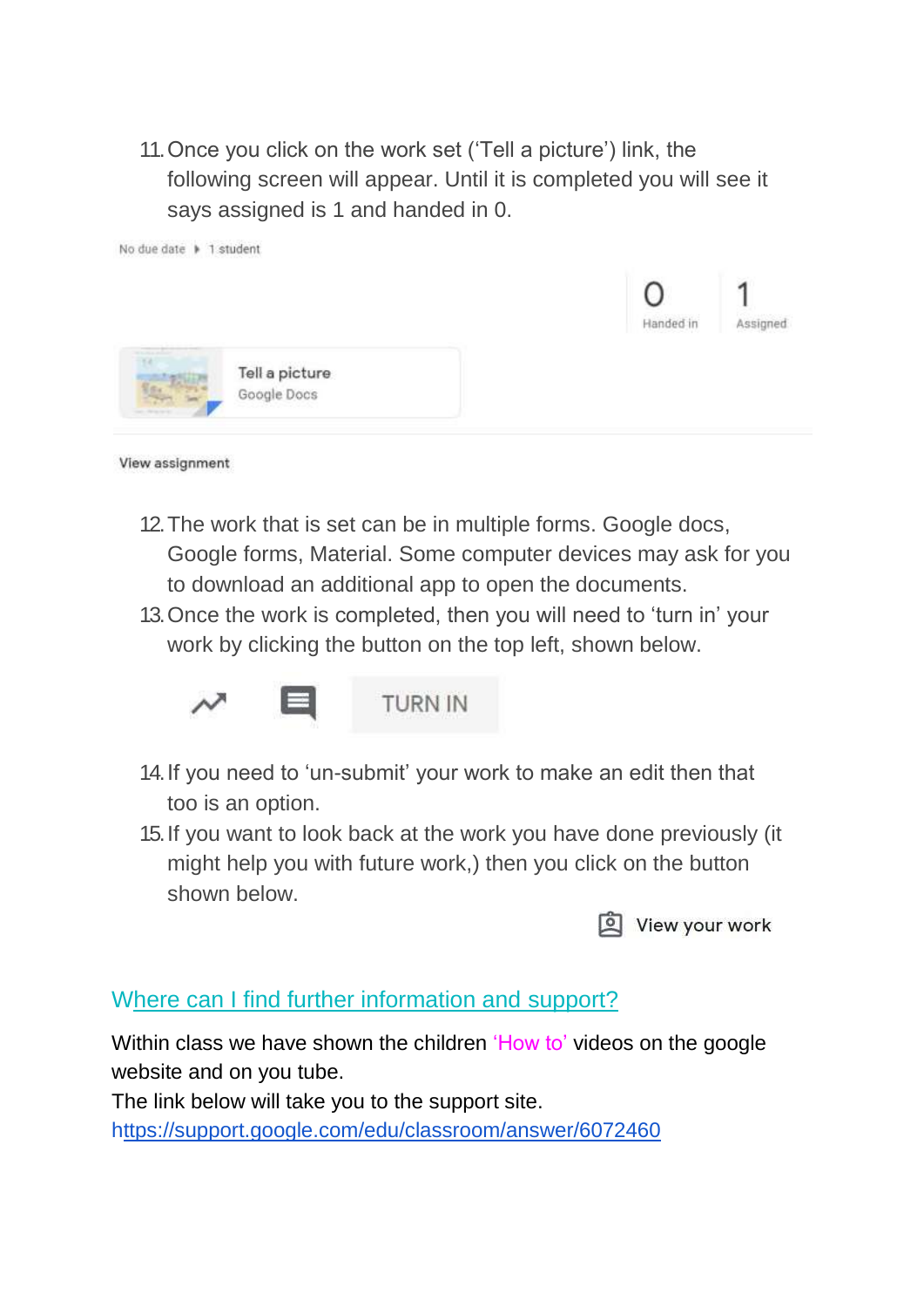11. Once you click on the work set ('Tell a picture') link, the following screen will appear. Until it is completed you will see it says assigned is 1 and handed in 0.

No due date ▸ 1 student

0 Handed in

1 Assigned

Tell a picture
Google Docs

View assignment

12. The work that is set can be in multiple forms. Google docs, Google forms, Material. Some computer devices may ask for you to download an additional app to open the documents.
13. Once the work is completed, then you will need to 'turn in' your work by clicking the button on the top left, shown below.

TURN IN

14. If you need to 'un-submit' your work to make an edit then that too is an option.
15. If you want to look back at the work you have done previously (it might help you with future work,) then you click on the button shown below.

View your work

## Where can I find further information and support?

Within class we have shown the children 'How to' videos on the google website and on you tube.
The link below will take you to the support site.
https://support.google.com/edu/classroom/answer/6072460